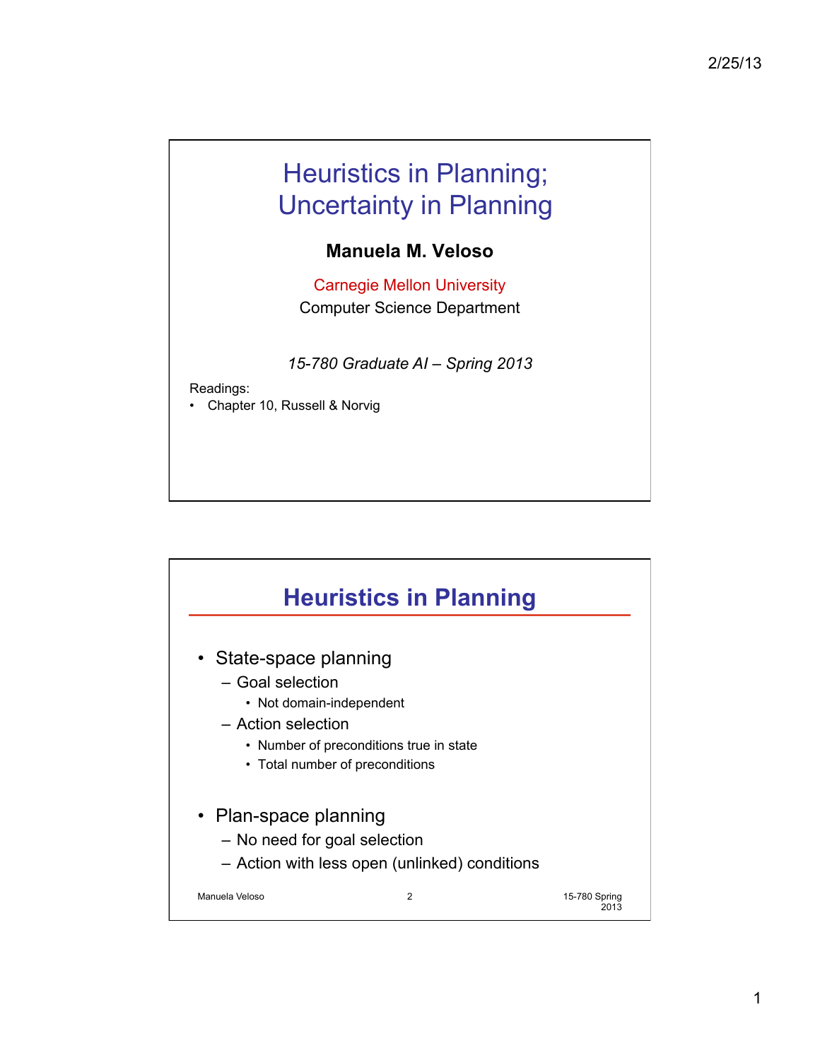# Heuristics in Planning; Uncertainty in Planning

**Manuela M. Veloso**

Carnegie Mellon University
Computer Science Department

*15-780 Graduate AI – Spring 2013*

Readings:
- Chapter 10, Russell & Norvig

## Heuristics in Planning

- State-space planning
  - Goal selection
    - Not domain-independent
  - Action selection
    - Number of preconditions true in state
    - Total number of preconditions
- Plan-space planning
  - No need for goal selection
  - Action with less open (unlinked) conditions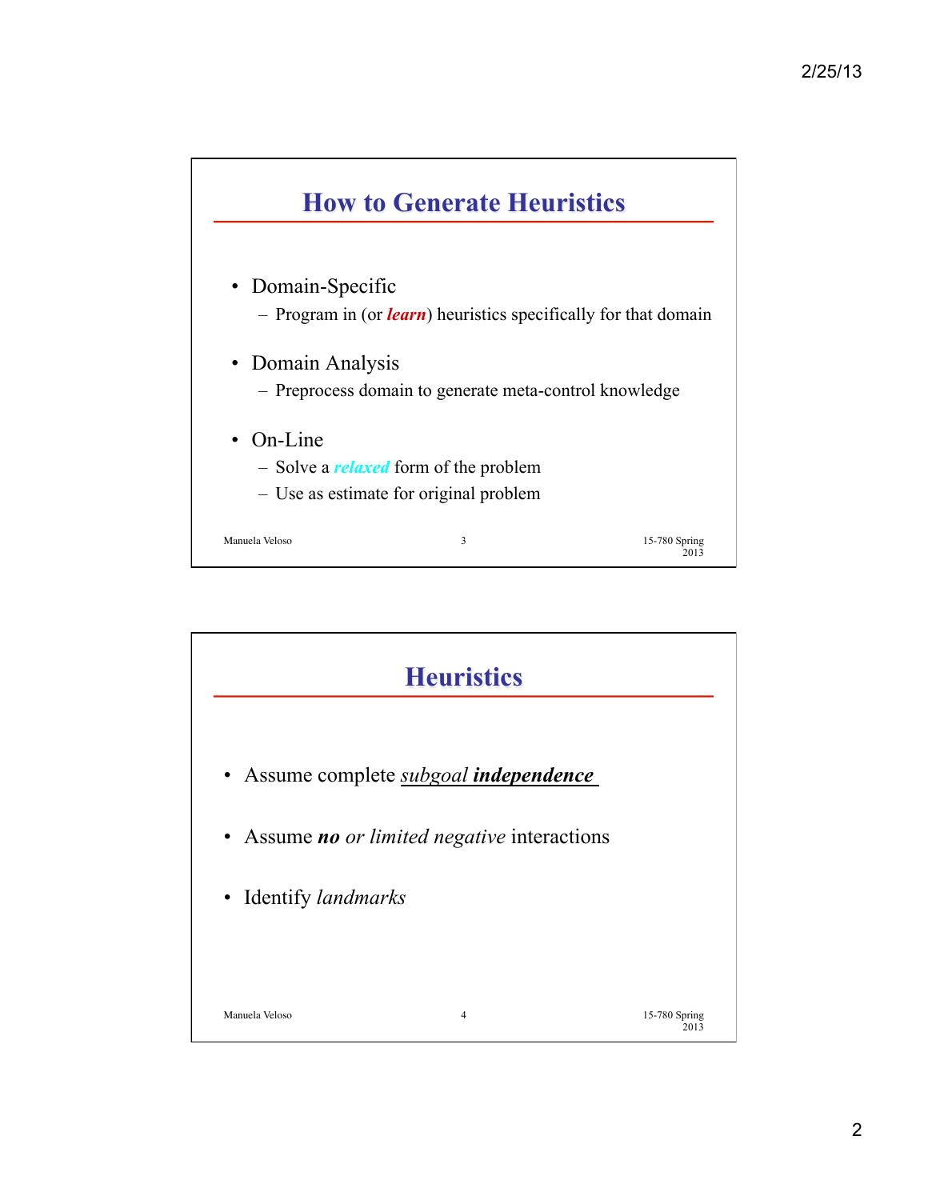## How to Generate Heuristics

- Domain-Specific
  - Program in (or ***learn***) heuristics specifically for that domain
- Domain Analysis
  - Preprocess domain to generate meta-control knowledge
- On-Line
  - Solve a ***relaxed*** form of the problem
  - Use as estimate for original problem

## Heuristics

- Assume complete *subgoal* ***independence***
- Assume ***no*** *or limited negative* interactions
- Identify *landmarks*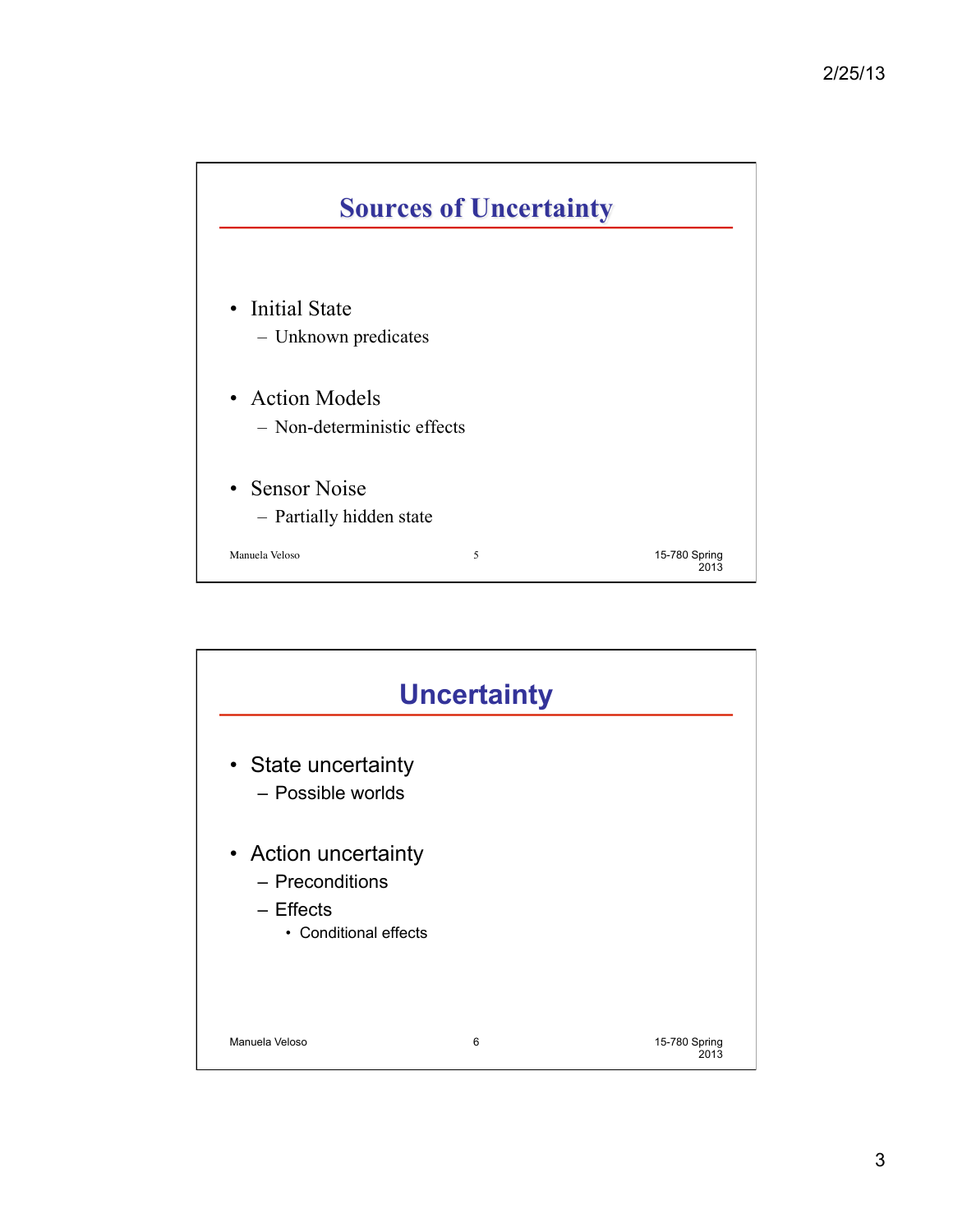## Sources of Uncertainty

- Initial State
  - Unknown predicates
- Action Models
  - Non-deterministic effects
- Sensor Noise
  - Partially hidden state

## Uncertainty

- State uncertainty
  - Possible worlds
- Action uncertainty
  - Preconditions
  - Effects
    - Conditional effects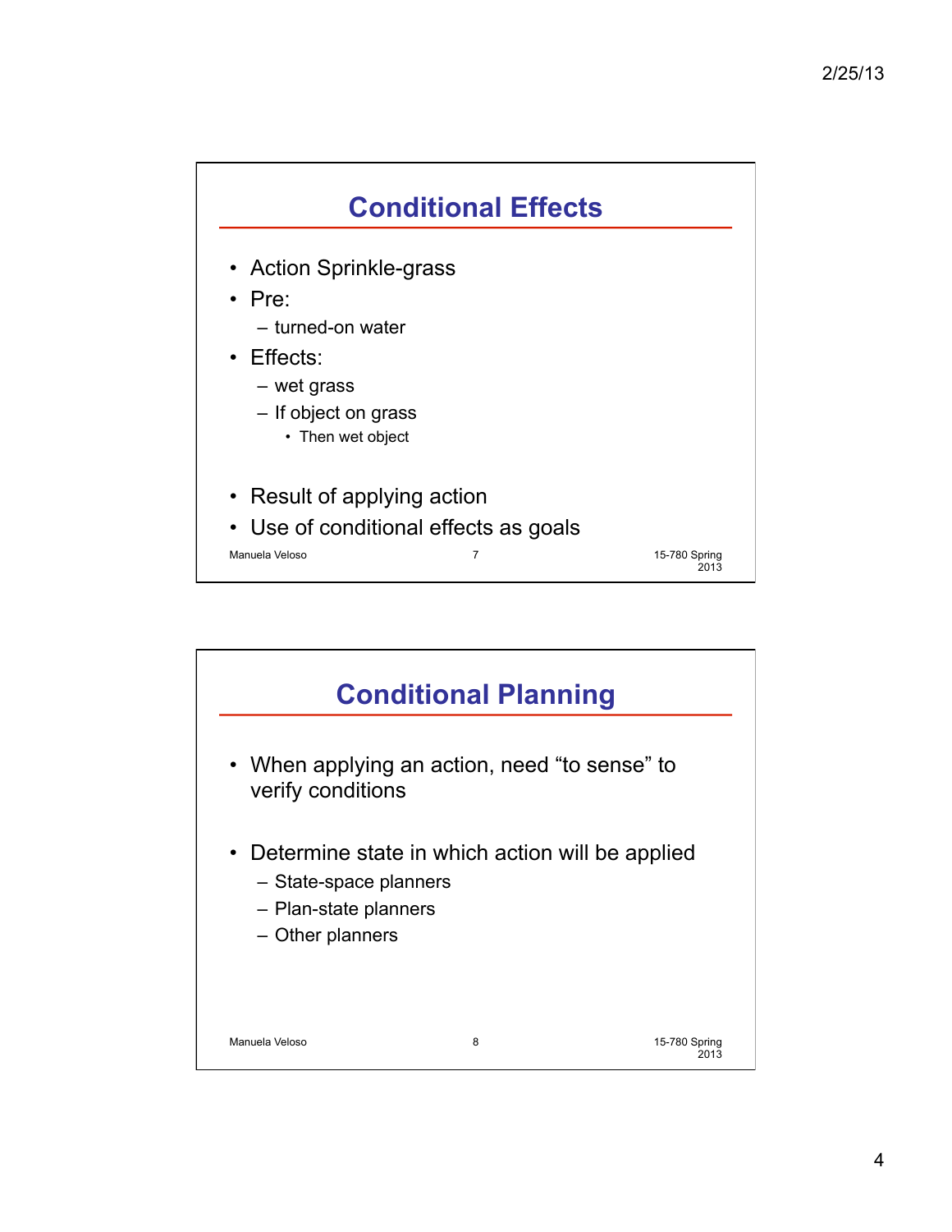## Conditional Effects

- Action Sprinkle-grass
- Pre:
  - turned-on water
- Effects:
  - wet grass
  - If object on grass
    - Then wet object

- Result of applying action
- Use of conditional effects as goals

## Conditional Planning

- When applying an action, need "to sense" to verify conditions

- Determine state in which action will be applied
  - State-space planners
  - Plan-state planners
  - Other planners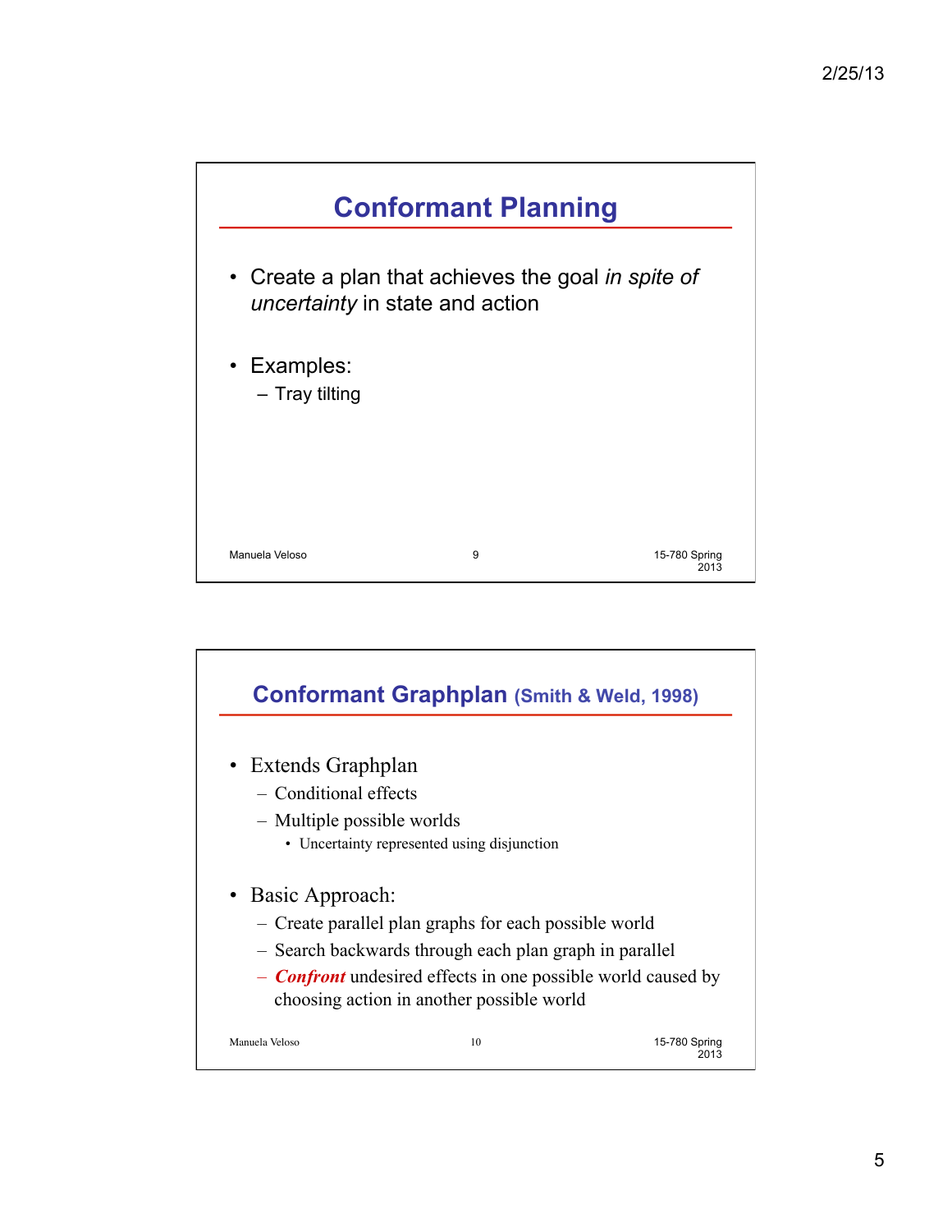## Conformant Planning

- Create a plan that achieves the goal *in spite of uncertainty* in state and action
- Examples:
  - Tray tilting

## Conformant Graphplan (Smith & Weld, 1998)

- Extends Graphplan
  - Conditional effects
  - Multiple possible worlds
    - Uncertainty represented using disjunction
- Basic Approach:
  - Create parallel plan graphs for each possible world
  - Search backwards through each plan graph in parallel
  - ***Confront*** undesired effects in one possible world caused by choosing action in another possible world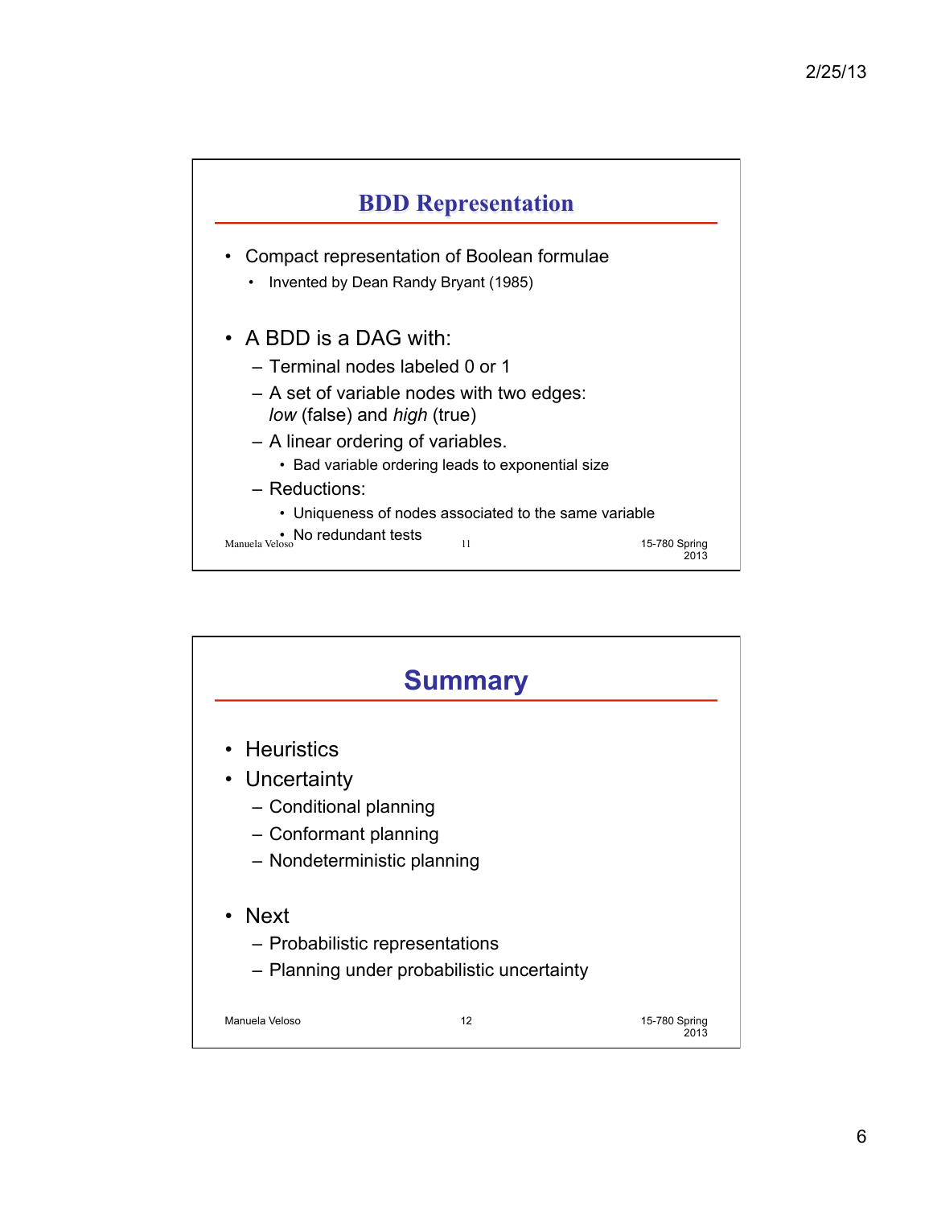## BDD Representation

- Compact representation of Boolean formulae
  - Invented by Dean Randy Bryant (1985)
- A BDD is a DAG with:
  - Terminal nodes labeled 0 or 1
  - A set of variable nodes with two edges: *low* (false) and *high* (true)
  - A linear ordering of variables.
    - Bad variable ordering leads to exponential size
  - Reductions:
    - Uniqueness of nodes associated to the same variable
    - No redundant tests

## Summary

- Heuristics
- Uncertainty
  - Conditional planning
  - Conformant planning
  - Nondeterministic planning
- Next
  - Probabilistic representations
  - Planning under probabilistic uncertainty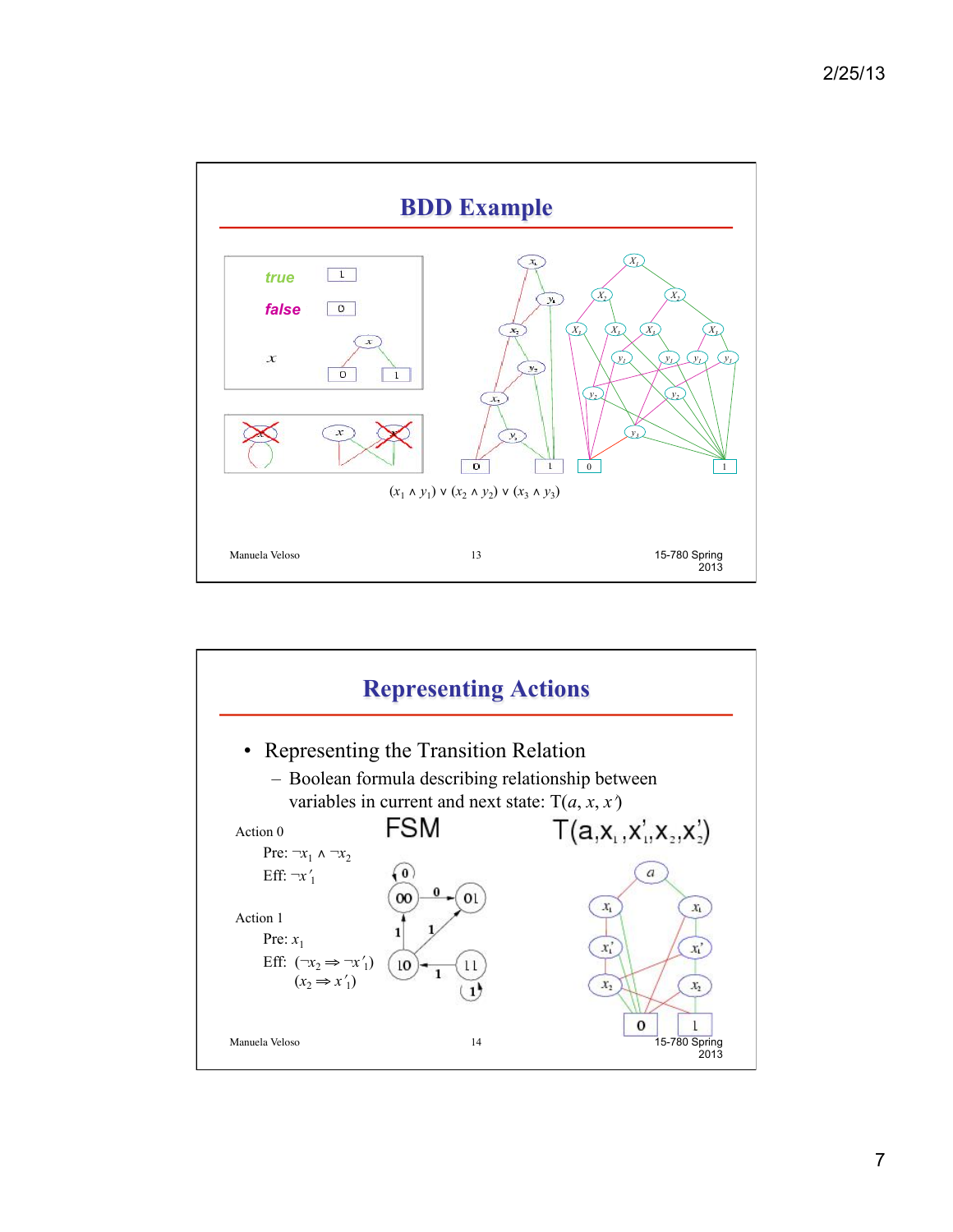## BDD Example

true

false

$x$

$(x_1 \wedge y_1) \vee (x_2 \wedge y_2) \vee (x_3 \wedge y_3)$

## Representing Actions

- Representing the Transition Relation
  - Boolean formula describing relationship between variables in current and next state: $T(a, x, x')$

Action 0

Pre: $\neg x_1 \wedge \neg x_2$

Eff: $\neg x'_1$

Action 1

Pre: $x_1$

Eff: $(\neg x_2 \Rightarrow \neg x'_1)$
$(x_2 \Rightarrow x'_1)$

FSM

$T(a, x_1, x'_1, x_2, x'_2)$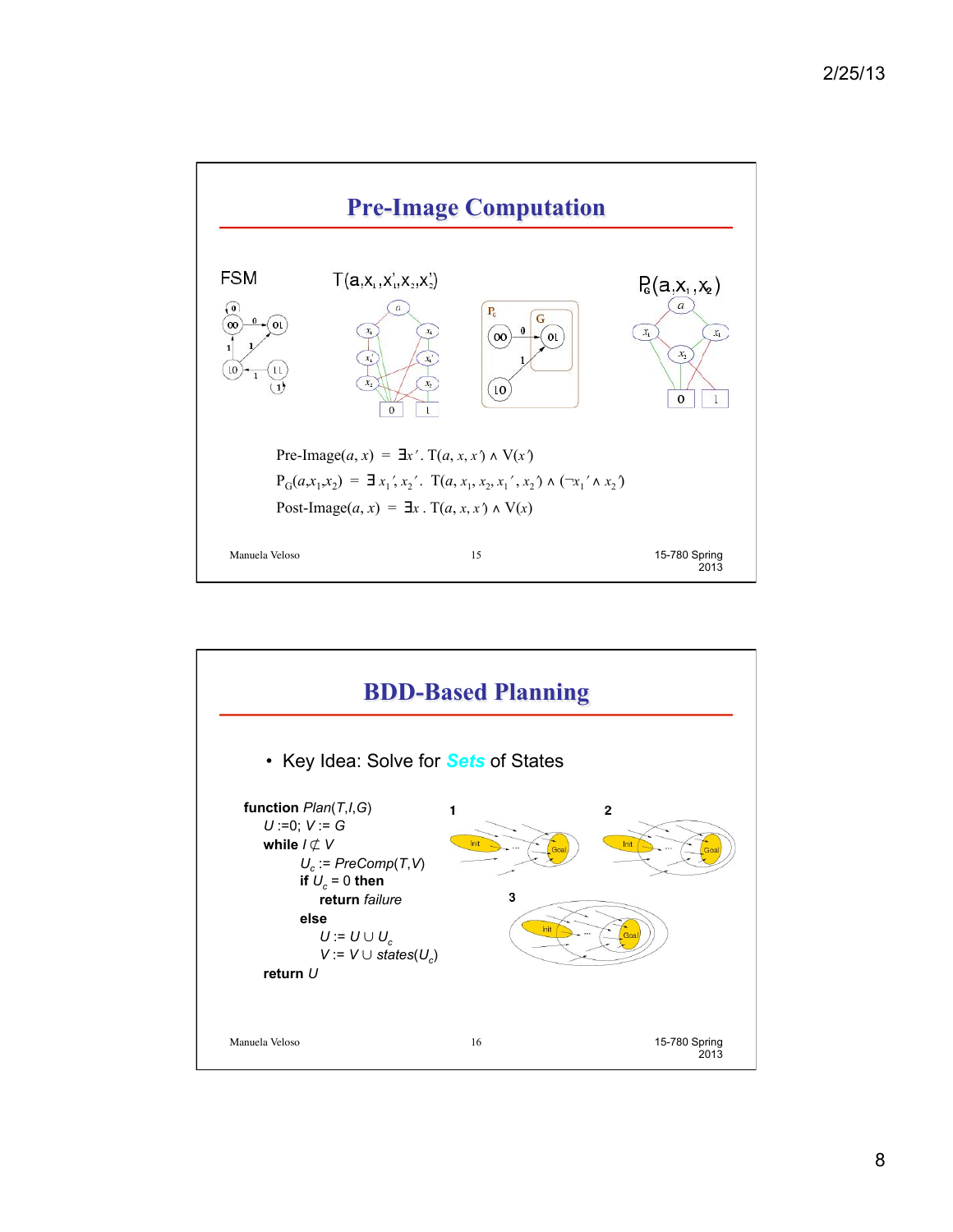## Pre-Image Computation

FSM    $T(a, x_1, x_1', x_2, x_2')$    $P_G(a, x_1, x_2)$

$$\text{Pre-Image}(a, x) = \exists x'.\ T(a, x, x') \land V(x')$$

$$P_G(a, x_1, x_2) = \exists x_1', x_2'.\ T(a, x_1, x_2, x_1', x_2') \land (\neg x_1' \land x_2')$$

$$\text{Post-Image}(a, x) = \exists x.\ T(a, x, x') \land V(x)$$

## BDD-Based Planning

- Key Idea: Solve for ***Sets*** of States

```
function Plan(T,I,G)
  U := 0; V := G
  while I ⊄ V
      U_c := PreComp(T,V)
      if U_c = 0 then
          return failure
      else
          U := U ∪ U_c
          V := V ∪ states(U_c)
  return U
```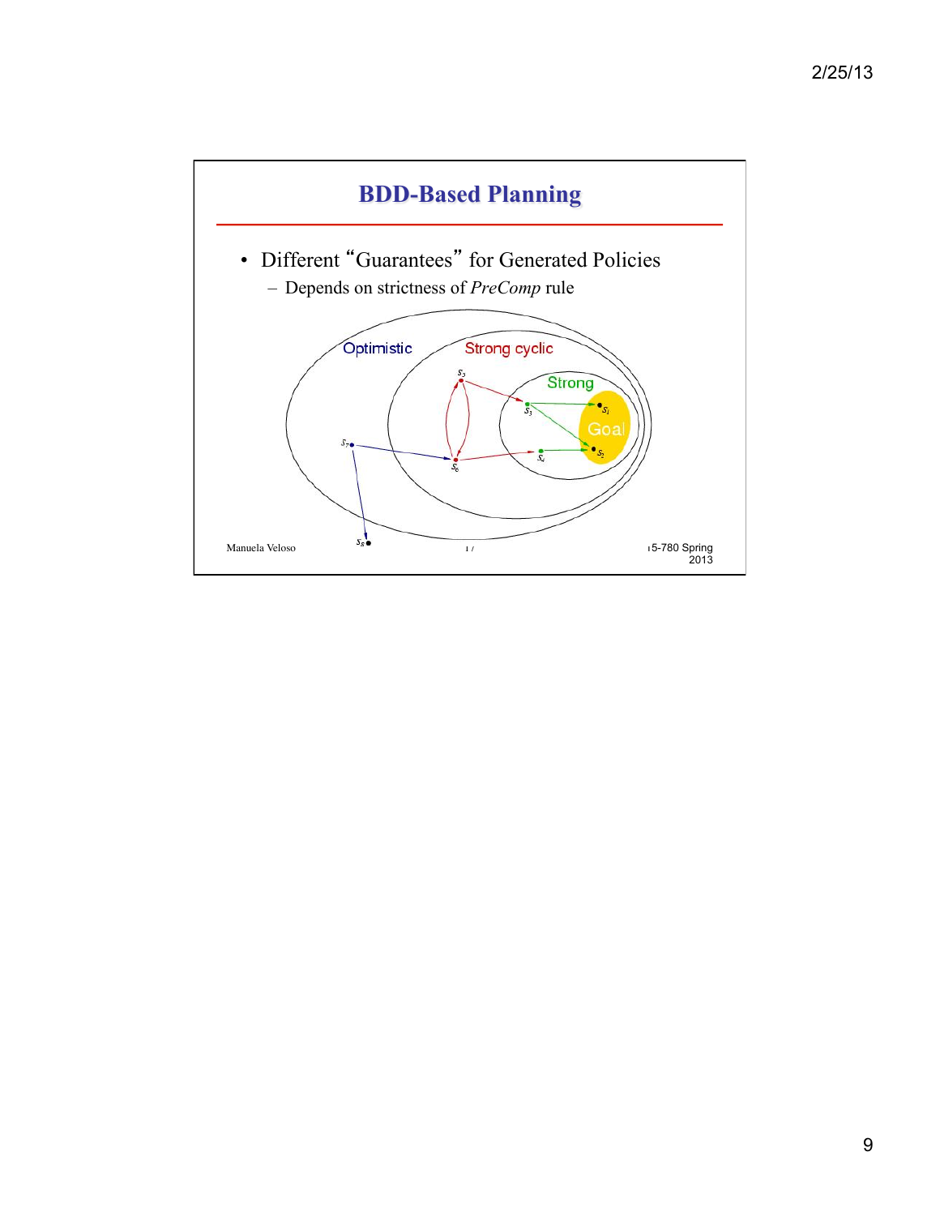# BDD-Based Planning

- Different "Guarantees" for Generated Policies
  - Depends on strictness of *PreComp* rule

Optimistic

Strong cyclic

Strong

Goal

$s_5$

$s_3$

$s_1$

$s_7$

$s_6$

$s_4$

$s_2$

$s_8$